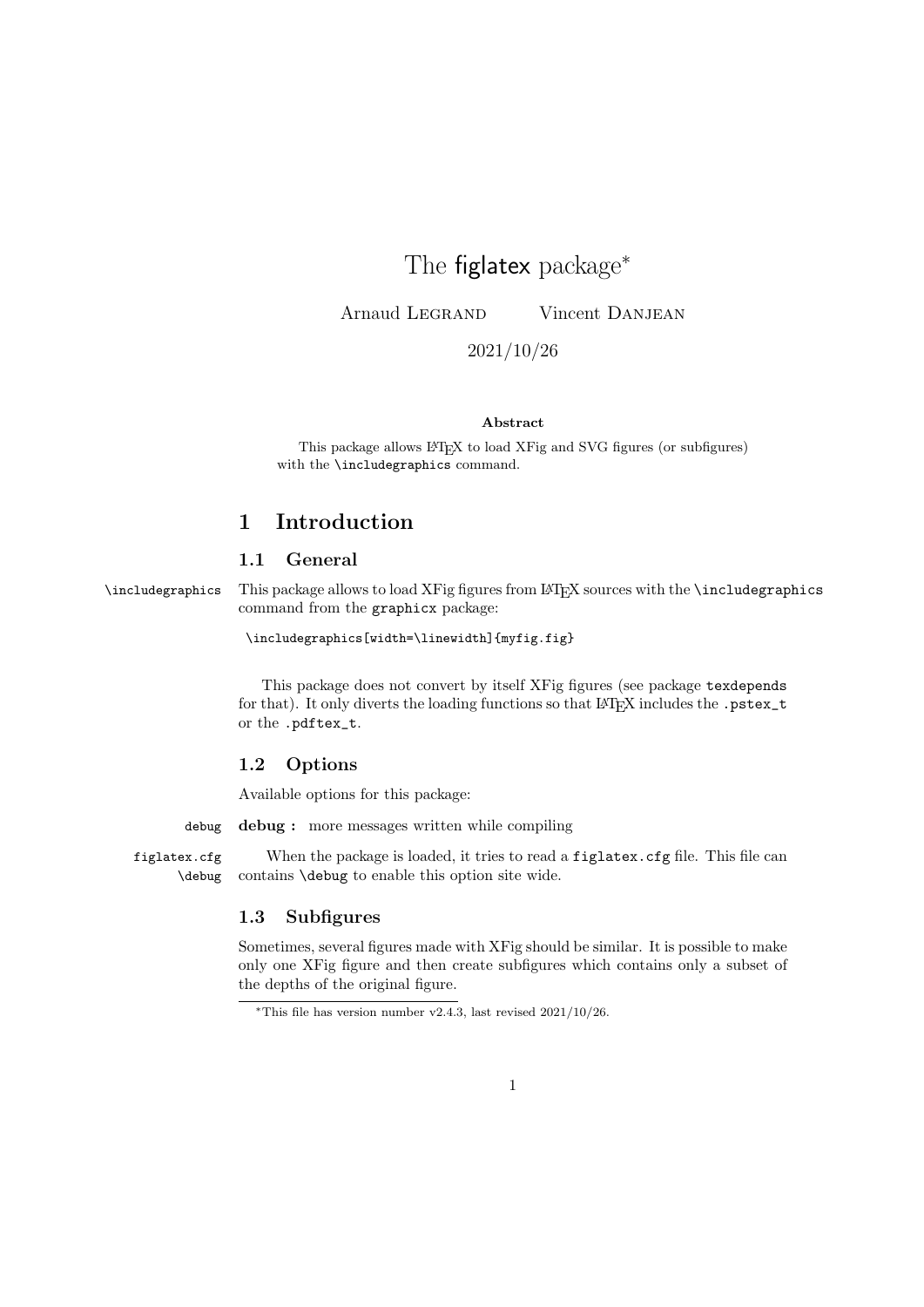# The figlatex package*

Arnaud Legrand    Vincent Danjean

2021/10/26

**Abstract**

This package allows LaTeX to load XFig and SVG figures (or subfigures) with the `\includegraphics` command.

## 1 Introduction

### 1.1 General

`\includegraphics` This package allows to load XFig figures from LaTeX sources with the `\includegraphics` command from the `graphicx` package:

```
\includegraphics[width=\linewidth]{myfig.fig}
```

This package does not convert by itself XFig figures (see package `texdepends` for that). It only diverts the loading functions so that LaTeX includes the `.pstex_t` or the `.pdftex_t`.

### 1.2 Options

Available options for this package:

`debug` **debug :** more messages written while compiling

`figlatex.cfg` `\debug` When the package is loaded, it tries to read a `figlatex.cfg` file. This file can contains `\debug` to enable this option site wide.

### 1.3 Subfigures

Sometimes, several figures made with XFig should be similar. It is possible to make only one XFig figure and then create subfigures which contains only a subset of the depths of the original figure.

*This file has version number v2.4.3, last revised 2021/10/26.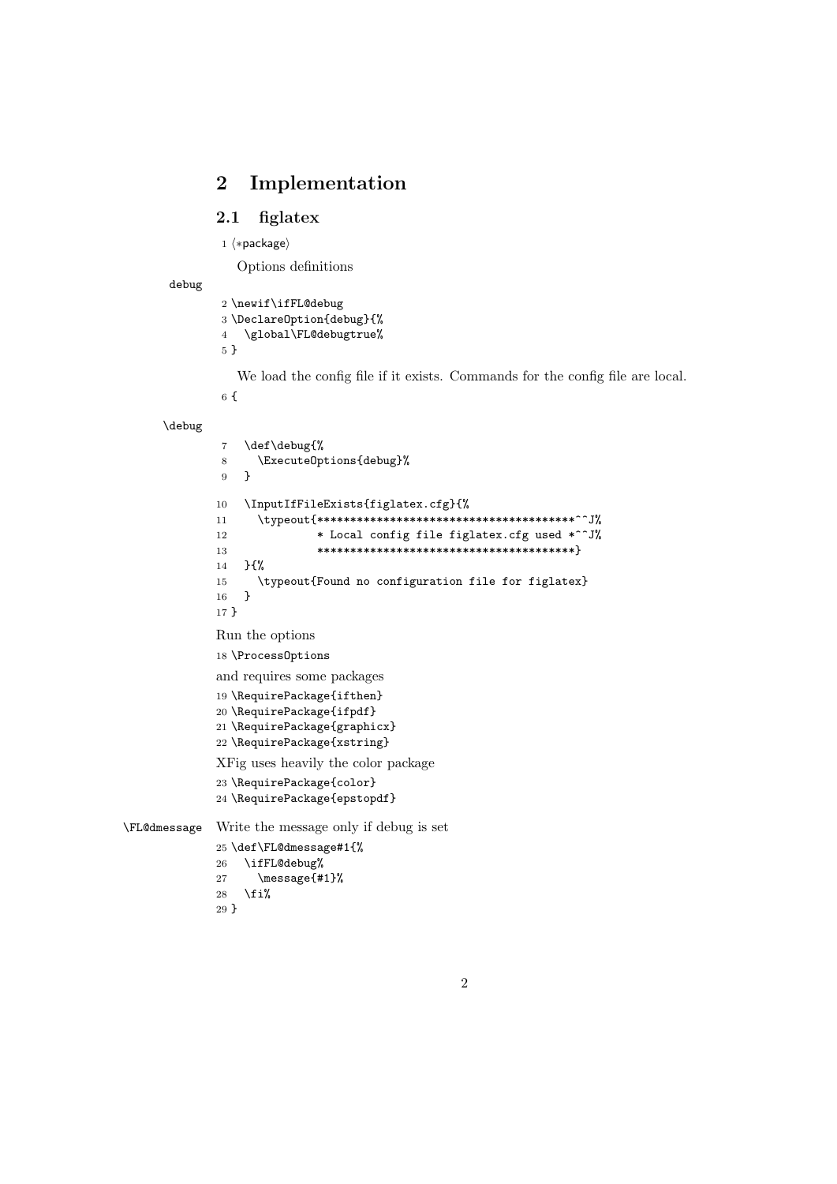# 2 Implementation

## 2.1 figlatex

```
1 ⟨*package⟩
```

Options definitions

debug

```
2 \newif\ifFL@debug
3 \DeclareOption{debug}{%
4   \global\FL@debugtrue%
5 }
```

We load the config file if it exists. Commands for the config file are local.

```
6 {
```

\debug

```
7   \def\debug{%
8     \ExecuteOptions{debug}%
9   }
10  \InputIfFileExists{figlatex.cfg}{%
11    \typeout{***************************************^^J%
12             * Local config file figlatex.cfg used *^^J%
13             ***************************************}
14  }{%
15    \typeout{Found no configuration file for figlatex}
16  }
17 }
```

Run the options

```
18 \ProcessOptions
```

and requires some packages

```
19 \RequirePackage{ifthen}
20 \RequirePackage{ifpdf}
21 \RequirePackage{graphicx}
22 \RequirePackage{xstring}
```

XFig uses heavily the color package

```
23 \RequirePackage{color}
24 \RequirePackage{epstopdf}
```

\FL@dmessage Write the message only if debug is set

```
25 \def\FL@dmessage#1{%
26   \ifFL@debug%
27     \message{#1}%
28   \fi%
29 }
```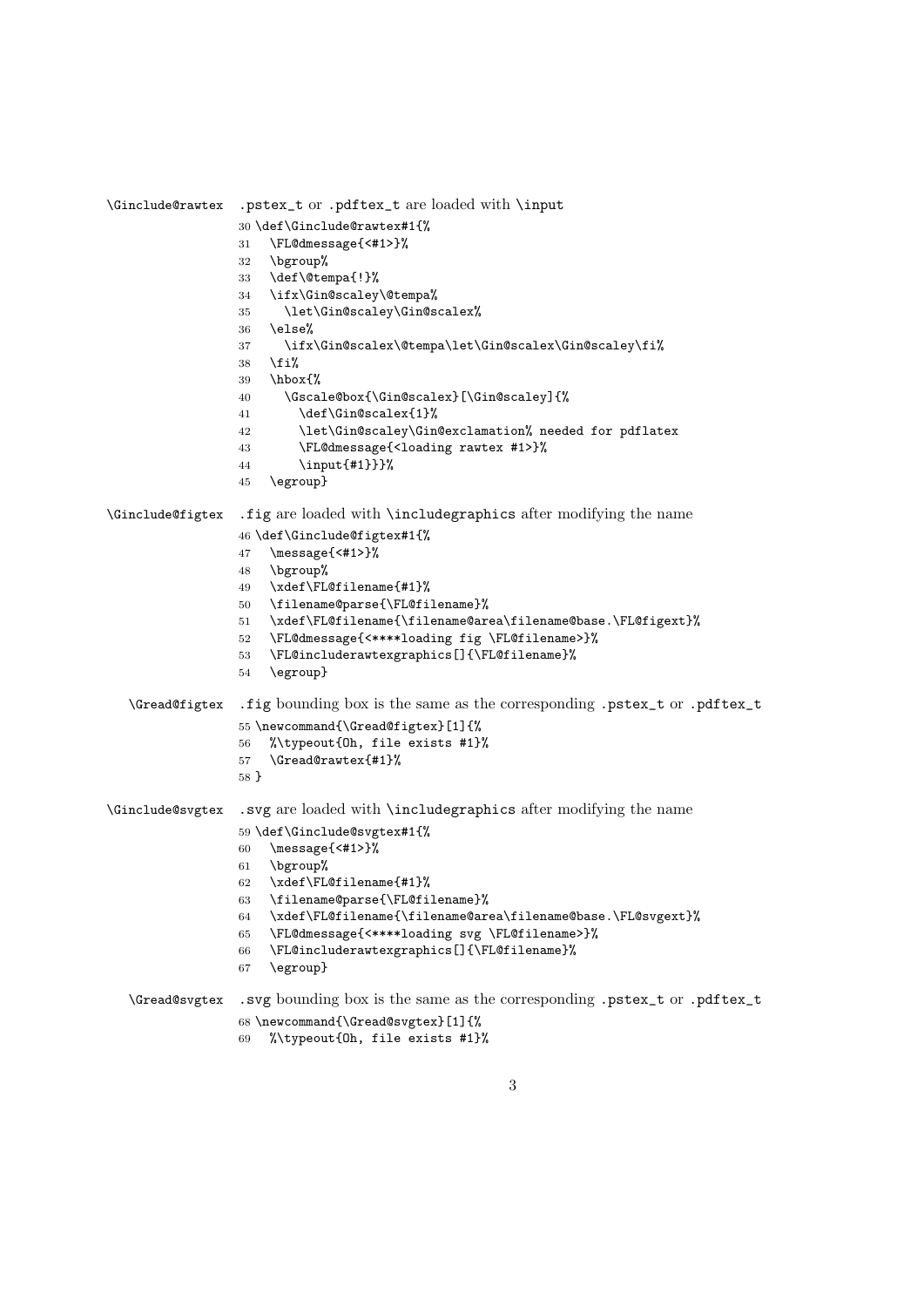\Ginclude@rawtex .pstex_t or .pdftex_t are loaded with \input

```
30 \def\Ginclude@rawtex#1{%
31   \FL@dmessage{<#1>}%
32   \bgroup%
33   \def\@tempa{!}%
34   \ifx\Gin@scaley\@tempa%
35     \let\Gin@scaley\Gin@scalex%
36   \else%
37     \ifx\Gin@scalex\@tempa\let\Gin@scalex\Gin@scaley\fi%
38   \fi%
39   \hbox{%
40     \Gscale@box{\Gin@scalex}[\Gin@scaley]{%
41       \def\Gin@scalex{1}%
42       \let\Gin@scaley\Gin@exclamation% needed for pdflatex
43       \FL@dmessage{<loading rawtex #1>}%
44       \input{#1}}}%
45   \egroup}
```

\Ginclude@figtex .fig are loaded with \includegraphics after modifying the name

```
46 \def\Ginclude@figtex#1{%
47   \message{<#1>}%
48   \bgroup%
49   \xdef\FL@filename{#1}%
50   \filename@parse{\FL@filename}%
51   \xdef\FL@filename{\filename@area\filename@base.\FL@figext}%
52   \FL@dmessage{<****loading fig \FL@filename>}%
53   \FL@includerawtexgraphics[]{\FL@filename}%
54   \egroup}
```

\Gread@figtex .fig bounding box is the same as the corresponding .pstex_t or .pdftex_t

```
55 \newcommand{\Gread@figtex}[1]{%
56   %\typeout{Oh, file exists #1}%
57   \Gread@rawtex{#1}%
58 }
```

\Ginclude@svgtex .svg are loaded with \includegraphics after modifying the name

```
59 \def\Ginclude@svgtex#1{%
60   \message{<#1>}%
61   \bgroup%
62   \xdef\FL@filename{#1}%
63   \filename@parse{\FL@filename}%
64   \xdef\FL@filename{\filename@area\filename@base.\FL@svgext}%
65   \FL@dmessage{<****loading svg \FL@filename>}%
66   \FL@includerawtexgraphics[]{\FL@filename}%
67   \egroup}
```

\Gread@svgtex .svg bounding box is the same as the corresponding .pstex_t or .pdftex_t

```
68 \newcommand{\Gread@svgtex}[1]{%
69   %\typeout{Oh, file exists #1}%
```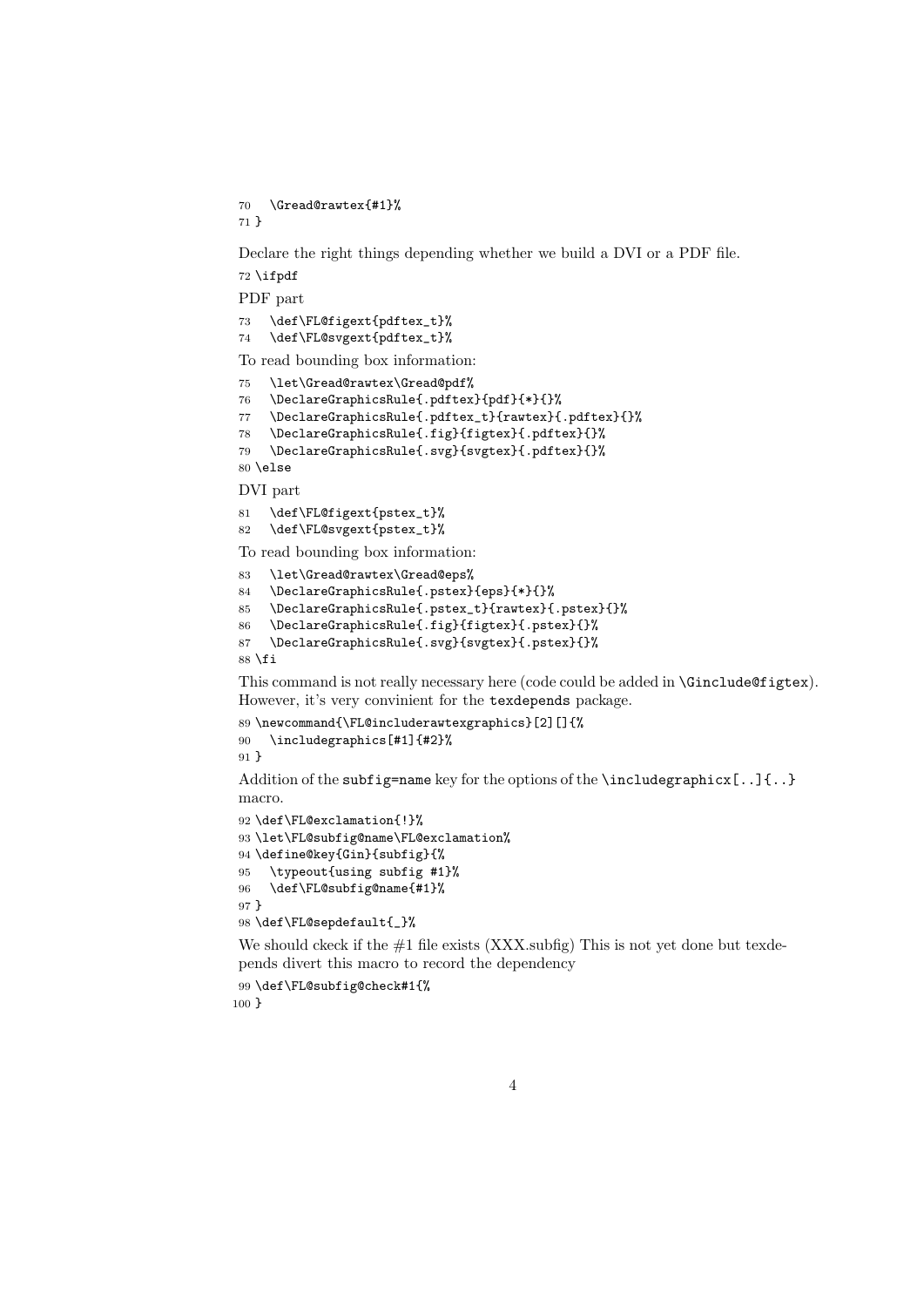```
70   \Gread@rawtex{#1}%
71 }
```

Declare the right things depending whether we build a DVI or a PDF file.

```
72 \ifpdf
```

PDF part

```
73   \def\FL@figext{pdftex_t}%
74   \def\FL@svgext{pdftex_t}%
```

To read bounding box information:

```
75   \let\Gread@rawtex\Gread@pdf%
76   \DeclareGraphicsRule{.pdftex}{pdf}{*}{}%
77   \DeclareGraphicsRule{.pdftex_t}{rawtex}{.pdftex}{}%
78   \DeclareGraphicsRule{.fig}{figtex}{.pdftex}{}%
79   \DeclareGraphicsRule{.svg}{svgtex}{.pdftex}{}%
80 \else
```

DVI part

```
81   \def\FL@figext{pstex_t}%
82   \def\FL@svgext{pstex_t}%
```

To read bounding box information:

```
83   \let\Gread@rawtex\Gread@eps%
84   \DeclareGraphicsRule{.pstex}{eps}{*}{}%
85   \DeclareGraphicsRule{.pstex_t}{rawtex}{.pstex}{}%
86   \DeclareGraphicsRule{.fig}{figtex}{.pstex}{}%
87   \DeclareGraphicsRule{.svg}{svgtex}{.pstex}{}%
88 \fi
```

This command is not really necessary here (code could be added in `\Ginclude@figtex`). However, it's very convinient for the `texdepends` package.

```
89 \newcommand{\FL@includerawtexgraphics}[2][]{%
90   \includegraphics[#1]{#2}%
91 }
```

Addition of the `subfig=name` key for the options of the `\includegraphicx[..]{..}` macro.

```
92 \def\FL@exclamation{!}%
93 \let\FL@subfig@name\FL@exclamation%
94 \define@key{Gin}{subfig}{%
95   \typeout{using subfig #1}%
96   \def\FL@subfig@name{#1}%
97 }
98 \def\FL@sepdefault{_}%
```

We should ckeck if the #1 file exists (XXX.subfig) This is not yet done but texdepends divert this macro to record the dependency

```
99 \def\FL@subfig@check#1{%
100 }
```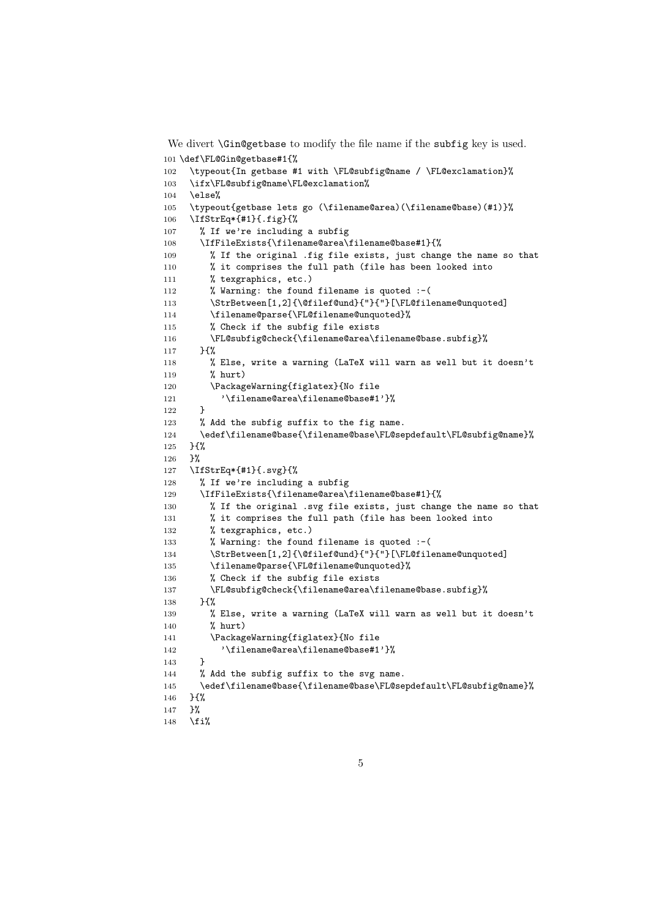We divert `\Gin@getbase` to modify the file name if the `subfig` key is used.

```
101 \def\FL@Gin@getbase#1{%
102   \typeout{In getbase #1 with \FL@subfig@name / \FL@exclamation}%
103   \ifx\FL@subfig@name\FL@exclamation%
104   \else%
105   \typeout{getbase lets go (\filename@area)(\filename@base)(#1)}%
106   \IfStrEq*{#1}{.fig}{%
107     % If we're including a subfig
108     \IfFileExists{\filename@area\filename@base#1}{%
109       % If the original .fig file exists, just change the name so that
110       % it comprises the full path (file has been looked into
111       % texgraphics, etc.)
112       % Warning: the found filename is quoted :-(
113       \StrBetween[1,2]{\@filef@und}{"}{"}[\FL@filename@unquoted]
114       \filename@parse{\FL@filename@unquoted}%
115       % Check if the subfig file exists
116       \FL@subfig@check{\filename@area\filename@base.subfig}%
117     }{%
118       % Else, write a warning (LaTeX will warn as well but it doesn't
119       % hurt)
120       \PackageWarning{figlatex}{No file
121         '\filename@area\filename@base#1'}%
122     }
123     % Add the subfig suffix to the fig name.
124     \edef\filename@base{\filename@base\FL@sepdefault\FL@subfig@name}%
125   }{%
126   }%
127   \IfStrEq*{#1}{.svg}{%
128     % If we're including a subfig
129     \IfFileExists{\filename@area\filename@base#1}{%
130       % If the original .svg file exists, just change the name so that
131       % it comprises the full path (file has been looked into
132       % texgraphics, etc.)
133       % Warning: the found filename is quoted :-(
134       \StrBetween[1,2]{\@filef@und}{"}{"}[\FL@filename@unquoted]
135       \filename@parse{\FL@filename@unquoted}%
136       % Check if the subfig file exists
137       \FL@subfig@check{\filename@area\filename@base.subfig}%
138     }{%
139       % Else, write a warning (LaTeX will warn as well but it doesn't
140       % hurt)
141       \PackageWarning{figlatex}{No file
142         '\filename@area\filename@base#1'}%
143     }
144     % Add the subfig suffix to the svg name.
145     \edef\filename@base{\filename@base\FL@sepdefault\FL@subfig@name}%
146   }{%
147   }%
148   \fi%
```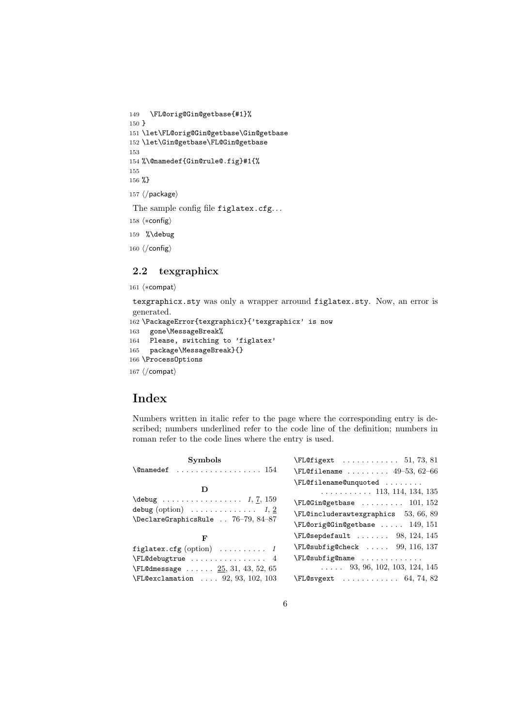```
149   \FL@orig@Gin@getbase{#1}%
150 }
151 \let\FL@orig@Gin@getbase\Gin@getbase
152 \let\Gin@getbase\FL@Gin@getbase
153
154 %\@namedef{Gin@rule@.fig}#1{%
155
156 %}
```

157 ⟨/package⟩

The sample config file `figlatex.cfg`. . .

158 ⟨*config⟩

```
159  %\debug
```

160 ⟨/config⟩

## 2.2 texgraphicx

161 ⟨*compat⟩

`texgraphicx.sty` was only a wrapper arround `figlatex.sty`. Now, an error is generated.

```
162 \PackageError{texgraphicx}{'texgraphicx' is now
163   gone\MessageBreak%
164   Please, switching to 'figlatex'
165   package\MessageBreak}{}
166 \ProcessOptions
```

167 ⟨/compat⟩

# Index

Numbers written in italic refer to the page where the corresponding entry is described; numbers underlined refer to the code line of the definition; numbers in roman refer to the code lines where the entry is used.

**Symbols**

\@namedef . . . . . . . . . . . . . . . . . . 154

**D**

\debug . . . . . . . . . . . . . . . . . *1*, 7, 159

debug (option) . . . . . . . . . . . . . . *1*, 2

\DeclareGraphicsRule . . 76–79, 84–87

**F**

figlatex.cfg (option) . . . . . . . . . . *1*

\FL@debugtrue . . . . . . . . . . . . . . . . 4

\FL@dmessage . . . . . . 25, 31, 43, 52, 65

\FL@exclamation . . . . 92, 93, 102, 103

\FL@figext . . . . . . . . . . . . 51, 73, 81

\FL@filename . . . . . . . . . 49–53, 62–66

\FL@filename@unquoted . . . . . . . . . . . . . . . . . . . 113, 114, 134, 135

\FL@Gin@getbase . . . . . . . . . 101, 152

\FL@includerawtexgraphics 53, 66, 89

\FL@orig@Gin@getbase . . . . . 149, 151

\FL@sepdefault . . . . . . . 98, 124, 145

\FL@subfig@check . . . . . 99, 116, 137

\FL@subfig@name . . . . . . . . . . . . . . . . . . 93, 96, 102, 103, 124, 145

\FL@svgext . . . . . . . . . . . . 64, 74, 82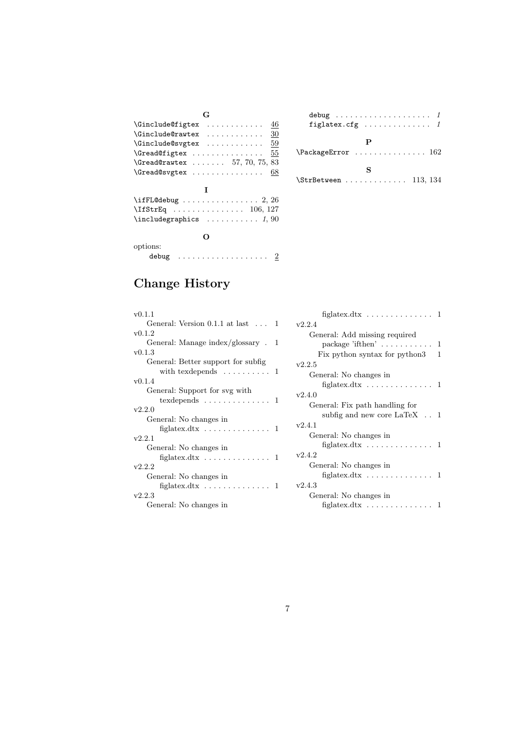**G**

\Ginclude@figtex . . . . . . . . . . . . 46
\Ginclude@rawtex . . . . . . . . . . . . 30
\Ginclude@svgtex . . . . . . . . . . . . 59
\Gread@figtex . . . . . . . . . . . . . . . 55
\Gread@rawtex . . . . . . . 57, 70, 75, 83
\Gread@svgtex . . . . . . . . . . . . . . . 68

**I**

\ifFL@debug . . . . . . . . . . . . . . . . 2, 26
\IfStrEq . . . . . . . . . . . . . . . 106, 127
\includegraphics . . . . . . . . . . . *1*, 90

**O**

options:
  debug . . . . . . . . . . . . . . . . . . . 2
  debug . . . . . . . . . . . . . . . . . . . . *1*
  figlatex.cfg . . . . . . . . . . . . . . *1*

**P**

\PackageError . . . . . . . . . . . . . . . 162

**S**

\StrBetween . . . . . . . . . . . . . 113, 134

# Change History

v0.1.1
  General: Version 0.1.1 at last . . . 1

v0.1.2
  General: Manage index/glossary . 1

v0.1.3
  General: Better support for subfig with texdepends . . . . . . . . . . 1

v0.1.4
  General: Support for svg with texdepends . . . . . . . . . . . . . . 1

v2.2.0
  General: No changes in figlatex.dtx . . . . . . . . . . . . . . 1

v2.2.1
  General: No changes in figlatex.dtx . . . . . . . . . . . . . . 1

v2.2.2
  General: No changes in figlatex.dtx . . . . . . . . . . . . . . 1

v2.2.3
  General: No changes in figlatex.dtx . . . . . . . . . . . . . . 1

v2.2.4
  General: Add missing required package 'ifthen' . . . . . . . . . . . 1
  Fix python syntax for python3 1

v2.2.5
  General: No changes in figlatex.dtx . . . . . . . . . . . . . . 1

v2.4.0
  General: Fix path handling for subfig and new core LaTeX . . 1

v2.4.1
  General: No changes in figlatex.dtx . . . . . . . . . . . . . . 1

v2.4.2
  General: No changes in figlatex.dtx . . . . . . . . . . . . . . 1

v2.4.3
  General: No changes in figlatex.dtx . . . . . . . . . . . . . . 1